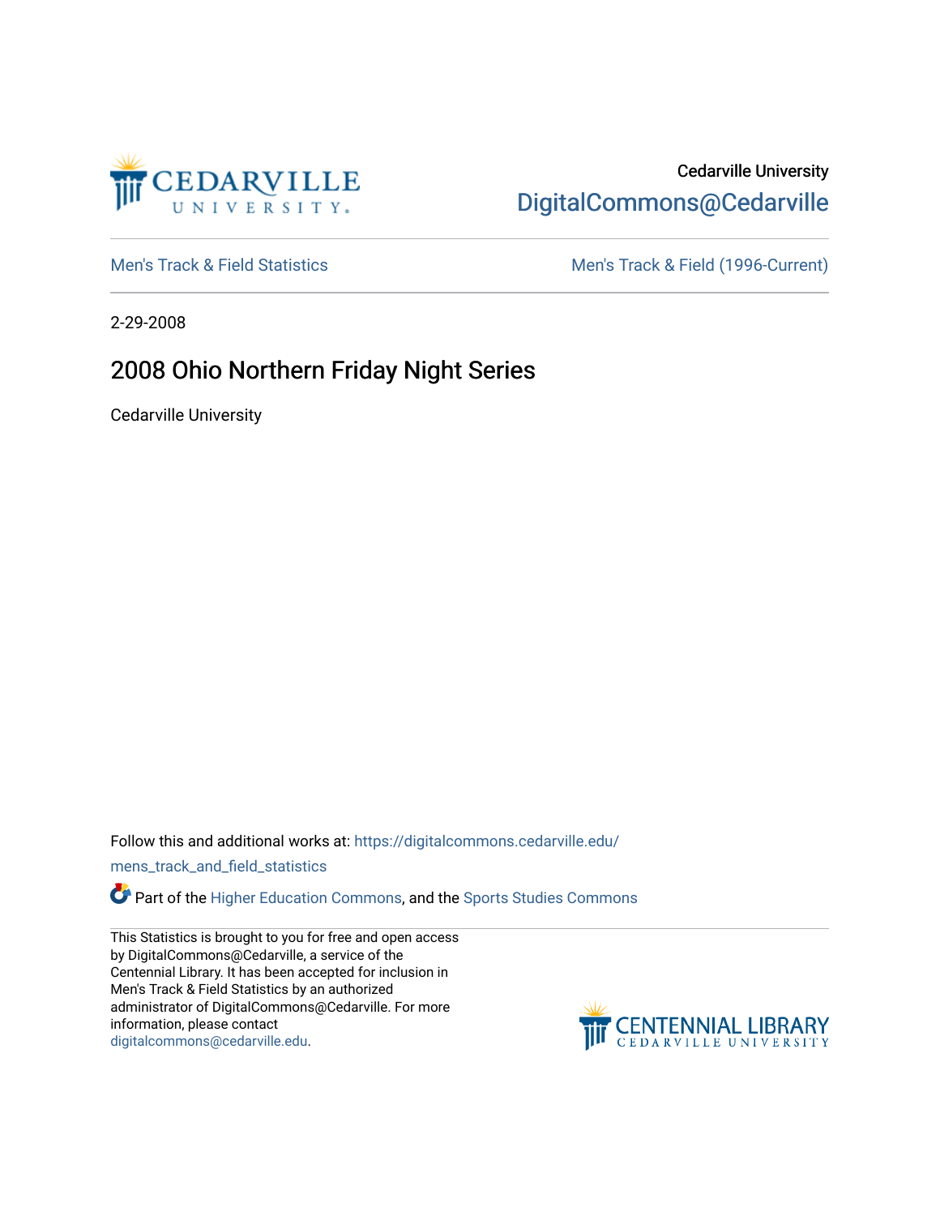Cedarville University

DigitalCommons@Cedarville

Men's Track & Field Statistics

Men's Track & Field (1996-Current)

2-29-2008

# 2008 Ohio Northern Friday Night Series

Cedarville University

Follow this and additional works at: https://digitalcommons.cedarville.edu/mens_track_and_field_statistics

Part of the Higher Education Commons, and the Sports Studies Commons

This Statistics is brought to you for free and open access by DigitalCommons@Cedarville, a service of the Centennial Library. It has been accepted for inclusion in Men's Track & Field Statistics by an authorized administrator of DigitalCommons@Cedarville. For more information, please contact digitalcommons@cedarville.edu.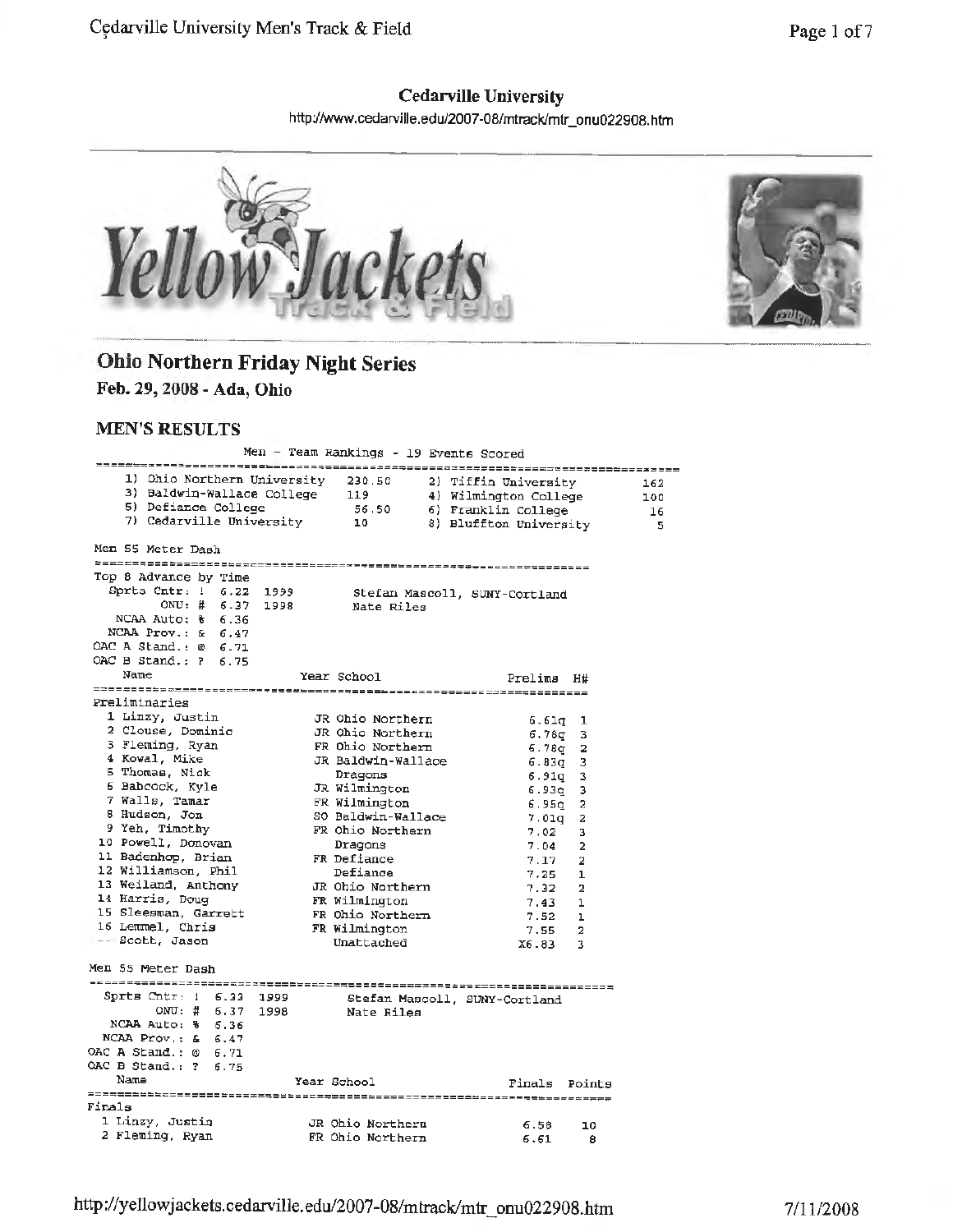# Cedarville University

http://www.cedarville.edu/2007-08/mtrack/mtr_onu022908.htm

## Ohio Northern Friday Night Series

**Feb. 29, 2008 - Ada, Ohio**

### MEN'S RESULTS

```
                 Men - Team Rankings - 19 Events Scored
===============================================================================
  1) Ohio Northern University   230.50     2) Tiffin University          162
  3) Baldwin-Wallace College    119        4) Wilmington College         100
  5) Defiance College            56.50     6) Franklin College            16
  7) Cedarville University       10        8) Bluffton University          5

Men 55 Meter Dash
=====================================================================
Top 8 Advance by Time
  Sprts Cntr: !  6.22  1999        Stefan Mascoll, SUNY-Cortland
       ONU: #  6.37  1998        Nate Riles
  NCAA Auto: %  6.36
 NCAA Prov.: &  6.47
OAC A Stand.: @  6.71
OAC B Stand.: ?  6.75
    Name                    Year School                  Prelims  H#
=====================================================================
Preliminaries
  1 Linzy, Justin            JR Ohio Northern              6.61q  1
  2 Clouse, Dominic          JR Ohio Northern              6.78q  3
  3 Fleming, Ryan            FR Ohio Northern              6.78q  2
  4 Kowal, Mike              JR Baldwin-Wallace            6.83q  3
  5 Thomas, Nick                Dragons                    6.91q  3
  6 Babcock, Kyle            JR Wilmington                 6.93q  3
  7 Walls, Tamar             FR Wilmington                 6.95q  2
  8 Hudson, Jon              SO Baldwin-Wallace            7.01q  2
  9 Yeh, Timothy             FR Ohio Northern              7.02   3
 10 Powell, Donovan             Dragons                    7.04   2
 11 Badenhop, Brian          FR Defiance                   7.17   2
 12 Williamson, Phil            Defiance                   7.25   1
 13 Weiland, Anthony         JR Ohio Northern              7.32   2
 14 Harris, Doug             FR Wilmington                 7.43   1
 15 Sleesman, Garrett        FR Ohio Northern              7.52   1
 16 Lemmel, Chris            FR Wilmington                 7.55   2
 -- Scott, Jason                Unattached                X6.83   3

Men 55 Meter Dash
=====================================================================
  Sprts Cntr: !  6.22  1999        Stefan Mascoll, SUNY-Cortland
       ONU: #  6.37  1998        Nate Riles
  NCAA Auto: %  6.36
 NCAA Prov.: &  6.47
OAC A Stand.: @  6.71
OAC B Stand.: ?  6.75
    Name                    Year School                  Finals  Points
=====================================================================
Finals
  1 Linzy, Justin            JR Ohio Northern              6.58    10
  2 Fleming, Ryan            FR Ohio Northern              6.61     8
```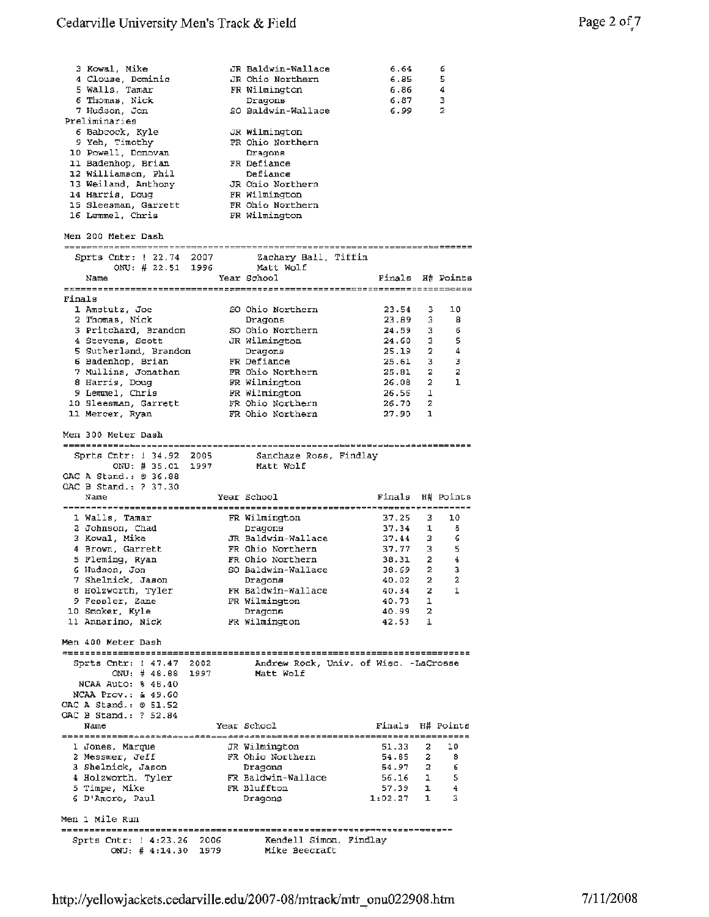| Place | Name | Year | School | Finals | Points |
|---|---|---|---|---|---|
| 3 | Kowal, Mike | JR | Baldwin-Wallace | 6.64 | 6 |
| 4 | Clouse, Dominic | JR | Ohio Northern | 6.85 | 5 |
| 5 | Walls, Tamar | FR | Wilmington | 6.86 | 4 |
| 6 | Thomas, Nick | | Dragons | 6.87 | 3 |
| 7 | Hudson, Jon | SO | Baldwin-Wallace | 6.99 | 2 |

Preliminaries

| Place | Name | Year | School |
|---|---|---|---|
| 8 | Babcock, Kyle | JR | Wilmington |
| 9 | Yeh, Timothy | FR | Ohio Northern |
| 10 | Powell, Donovan | | Dragons |
| 11 | Badenhop, Brian | FR | Defiance |
| 12 | Williamson, Phil | | Defiance |
| 13 | Weiland, Anthony | JR | Ohio Northern |
| 14 | Harris, Doug | FR | Wilmington |
| 15 | Sleesman, Garrett | FR | Ohio Northern |
| 16 | Lemmel, Chris | FR | Wilmington |

## Men 200 Meter Dash

Sprts Cntr: ! 22.74 2007 Zachary Ball, Tiffin
ONU: # 22.51 1996 Matt Wolf

Finals

| Place | Name | Year | School | Finals | H# | Points |
|---|---|---|---|---|---|---|
| 1 | Amstutz, Joe | SO | Ohio Northern | 23.54 | 3 | 10 |
| 2 | Thomas, Nick | | Dragons | 23.89 | 3 | 8 |
| 3 | Pritchard, Brandon | SO | Ohio Northern | 24.59 | 3 | 6 |
| 4 | Stevens, Scott | JR | Wilmington | 24.60 | 3 | 5 |
| 5 | Sutherland, Brandon | | Dragons | 25.19 | 2 | 4 |
| 6 | Badenhop, Brian | FR | Defiance | 25.61 | 3 | 3 |
| 7 | Mullins, Jonathan | FR | Ohio Northern | 25.81 | 2 | 2 |
| 8 | Harris, Doug | FR | Wilmington | 26.08 | 2 | 1 |
| 9 | Lemmel, Chris | FR | Wilmington | 26.56 | 1 | |
| 10 | Sleesman, Garrett | FR | Ohio Northern | 26.70 | 2 | |
| 11 | Mercer, Ryan | FR | Ohio Northern | 27.90 | 1 | |

## Men 300 Meter Dash

Sprts Cntr: ! 34.92 2005 Sanchaze Ross, Findlay
ONU: # 35.01 1997 Matt Wolf
OAC A Stand.: @ 36.88
OAC B Stand.: ? 37.30

| Place | Name | Year | School | Finals | H# | Points |
|---|---|---|---|---|---|---|
| 1 | Walls, Tamar | FR | Wilmington | 37.25 | 3 | 10 |
| 2 | Johnson, Chad | | Dragons | 37.34 | 1 | 8 |
| 3 | Kowal, Mike | JR | Baldwin-Wallace | 37.44 | 3 | 6 |
| 4 | Brown, Garrett | FR | Ohio Northern | 37.77 | 3 | 5 |
| 5 | Fleming, Ryan | FR | Ohio Northern | 38.31 | 2 | 4 |
| 6 | Hudson, Jon | SO | Baldwin-Wallace | 38.69 | 2 | 3 |
| 7 | Shelnick, Jason | | Dragons | 40.02 | 2 | 2 |
| 8 | Holzworth, Tyler | FR | Baldwin-Wallace | 40.34 | 2 | 1 |
| 9 | Fessler, Zane | FR | Wilmington | 40.73 | 1 | |
| 10 | Smoker, Kyle | | Dragons | 40.99 | 2 | |
| 11 | Annarino, Nick | FR | Wilmington | 42.53 | 1 | |

## Men 400 Meter Dash

Sprts Cntr: ! 47.47 2002 Andrew Rock, Univ. of Wisc. -LaCrosse
ONU: # 48.88 1997 Matt Wolf
NCAA Auto: $ 48.40
NCAA Prov.: & 49.60
OAC A Stand.: @ 51.52
OAC B Stand.: ? 52.84

| Place | Name | Year | School | Finals | H# | Points |
|---|---|---|---|---|---|---|
| 1 | Jones, Marque | JR | Wilmington | 51.33 | 2 | 10 |
| 2 | Messmer, Jeff | FR | Ohio Northern | 54.85 | 2 | 8 |
| 3 | Shelnick, Jason | | Dragons | 54.97 | 2 | 6 |
| 4 | Holzworth, Tyler | FR | Baldwin-Wallace | 56.16 | 1 | 5 |
| 5 | Timpe, Mike | FR | Bluffton | 57.39 | 1 | 4 |
| 6 | D'Amore, Paul | | Dragons | 1:02.27 | 1 | 3 |

## Men 1 Mile Run

Sprts Cntr: ! 4:23.26 2006 Kendell Simon, Findlay
ONU: # 4:14.30 1979 Mike Beecraft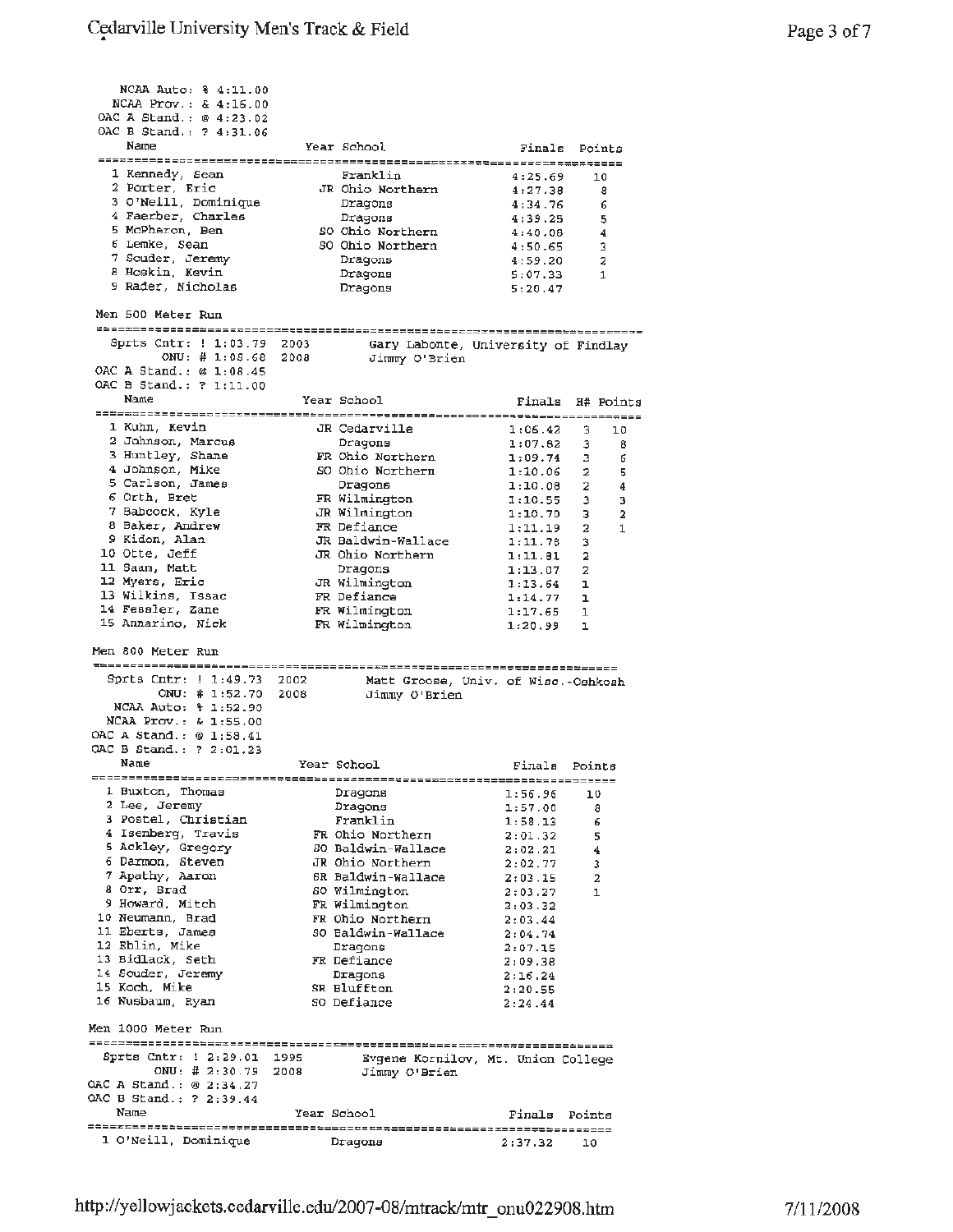NCAA Auto: % 4:11.00
NCAA Prov.: & 4:16.00
OAC A Stand.: @ 4:23.02
OAC B Stand.: ? 4:31.06

| Name | Year | School | Finals | Points |
|---|---|---|---|---|
| 1 Kennedy, Sean | | Franklin | 4:25.69 | 10 |
| 2 Porter, Eric | JR | Ohio Northern | 4:27.38 | 8 |
| 3 O'Neill, Dominique | | Dragons | 4:34.76 | 6 |
| 4 Faerber, Charles | | Dragons | 4:39.25 | 5 |
| 5 McPheron, Ben | SO | Ohio Northern | 4:40.08 | 4 |
| 6 Lemke, Sean | SO | Ohio Northern | 4:50.65 | 3 |
| 7 Souder, Jeremy | | Dragons | 4:59.20 | 2 |
| 8 Hoskin, Kevin | | Dragons | 5:07.33 | 1 |
| 9 Rader, Nicholas | | Dragons | 5:20.47 | |

## Men 500 Meter Run

Sprts Cntr: ! 1:03.79 2003 Gary Labonte, University of Findlay
ONU: # 1:08.68 2008 Jimmy O'Brien
OAC A Stand.: @ 1:08.45
OAC B Stand.: ? 1:11.00

| Name | Year | School | Finals | H# | Points |
|---|---|---|---|---|---|
| 1 Kuhn, Kevin | JR | Cedarville | 1:06.42 | 3 | 10 |
| 2 Johnson, Marcus | | Dragons | 1:07.82 | 3 | 8 |
| 3 Huntley, Shane | FR | Ohio Northern | 1:09.74 | 3 | 6 |
| 4 Johnson, Mike | SO | Ohio Northern | 1:10.06 | 2 | 5 |
| 5 Carlson, James | | Dragons | 1:10.08 | 2 | 4 |
| 6 Orth, Bret | FR | Wilmington | 1:10.55 | 3 | 3 |
| 7 Babcock, Kyle | JR | Wilmington | 1:10.70 | 3 | 2 |
| 8 Baker, Andrew | FR | Defiance | 1:11.19 | 2 | 1 |
| 9 Kidon, Alan | JR | Baldwin-Wallace | 1:11.78 | 3 | |
| 10 Otte, Jeff | JR | Ohio Northern | 1:11.81 | 2 | |
| 11 Saam, Matt | | Dragons | 1:13.07 | 2 | |
| 12 Myers, Eric | JR | Wilmington | 1:13.64 | 1 | |
| 13 Wilkins, Issac | FR | Defiance | 1:14.77 | 1 | |
| 14 Fessler, Zane | FR | Wilmington | 1:17.65 | 1 | |
| 15 Annarino, Nick | FR | Wilmington | 1:20.99 | 1 | |

## Men 800 Meter Run

Sprts Cntr: ! 1:49.73 2002 Matt Groose, Univ. of Wisc.-Oshkosh
ONU: # 1:52.70 2008 Jimmy O'Brien
NCAA Auto: % 1:52.90
NCAA Prov.: & 1:55.00
OAC A Stand.: @ 1:58.41
OAC B Stand.: ? 2:01.23

| Name | Year | School | Finals | Points |
|---|---|---|---|---|
| 1 Buxton, Thomas | | Dragons | 1:56.96 | 10 |
| 2 Lee, Jeremy | | Dragons | 1:57.00 | 8 |
| 3 Postel, Christian | | Franklin | 1:58.13 | 6 |
| 4 Isenberg, Travis | FR | Ohio Northern | 2:01.32 | 5 |
| 5 Ackley, Gregory | SO | Baldwin-Wallace | 2:02.21 | 4 |
| 6 Darmon, Steven | JR | Ohio Northern | 2:02.77 | 3 |
| 7 Apathy, Aaron | SR | Baldwin-Wallace | 2:03.15 | 2 |
| 8 Orr, Brad | SO | Wilmington | 2:03.27 | 1 |
| 9 Howard, Mitch | FR | Wilmington | 2:03.32 | |
| 10 Neumann, Brad | FR | Ohio Northern | 2:03.44 | |
| 11 Eberts, James | SO | Baldwin-Wallace | 2:04.74 | |
| 12 Eblin, Mike | | Dragons | 2:07.15 | |
| 13 Bidlack, Seth | FR | Defiance | 2:09.38 | |
| 14 Souder, Jeremy | | Dragons | 2:16.24 | |
| 15 Koch, Mike | SR | Bluffton | 2:20.55 | |
| 16 Nusbaum, Ryan | SO | Defiance | 2:24.44 | |

## Men 1000 Meter Run

Sprts Cntr: ! 2:29.01 1995 Evgene Kornilov, Mt. Union College
ONU: # 2:30.79 2008 Jimmy O'Brien
OAC A Stand.: @ 2:34.27
OAC B Stand.: ? 2:39.44

| Name | Year | School | Finals | Points |
|---|---|---|---|---|
| 1 O'Neill, Dominique | | Dragons | 2:37.32 | 10 |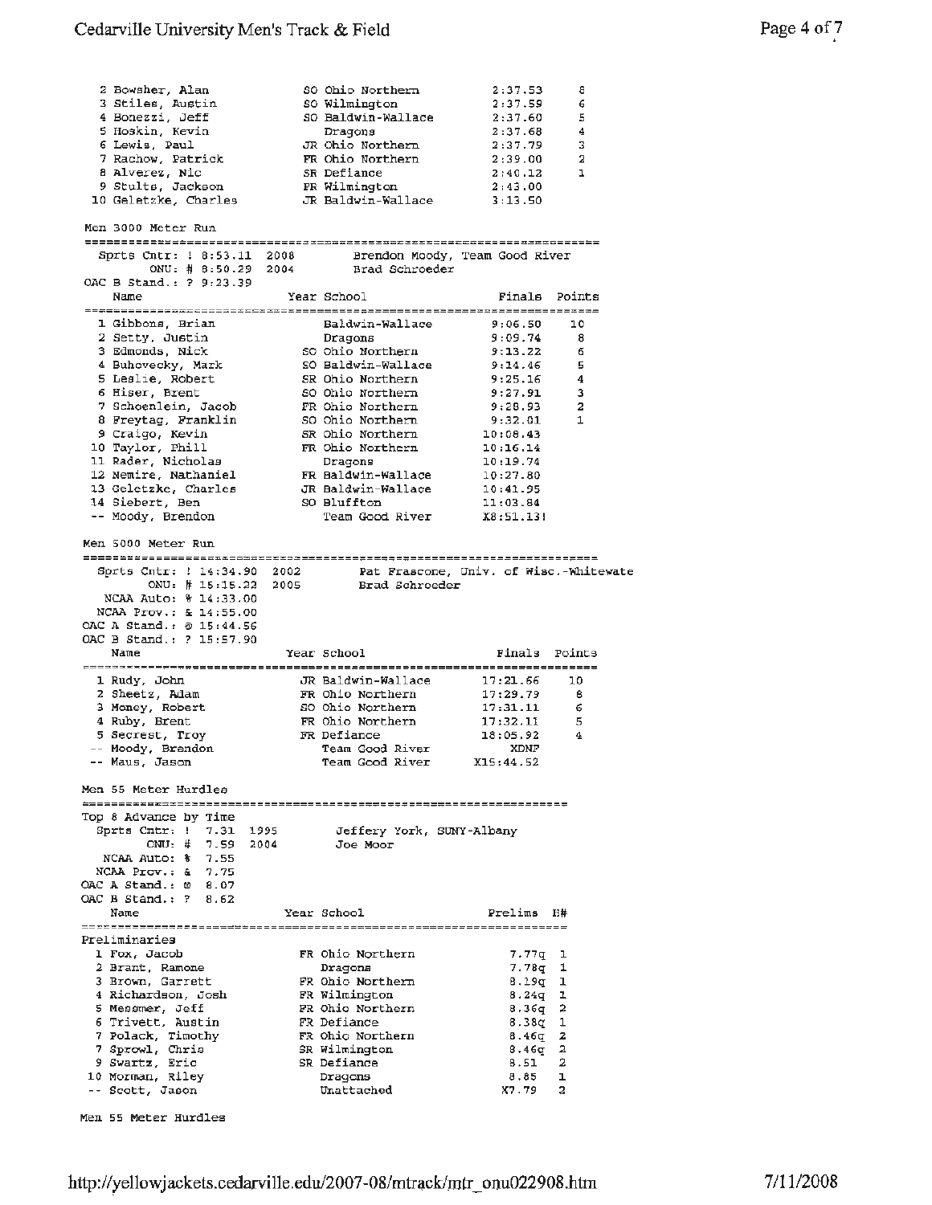| Place | Name | Year | School | Finals | Points |
|---|---|---|---|---|---|
| 2 | Bowsher, Alan | SO | Ohio Northern | 2:37.53 | 8 |
| 3 | Stiles, Austin | SO | Wilmington | 2:37.59 | 6 |
| 4 | Bonezzi, Jeff | SO | Baldwin-Wallace | 2:37.60 | 5 |
| 5 | Hoskin, Kevin | | Dragons | 2:37.68 | 4 |
| 6 | Lewis, Paul | JR | Ohio Northern | 2:37.79 | 3 |
| 7 | Rachow, Patrick | FR | Ohio Northern | 2:39.00 | 2 |
| 8 | Alverez, Nic | SR | Defiance | 2:40.12 | 1 |
| 9 | Stults, Jackson | FR | Wilmington | 2:43.00 | |
| 10 | Geletzke, Charles | JR | Baldwin-Wallace | 3:13.50 | |

## Men 3000 Meter Run

Sprts Cntr: ! 8:53.11 2008 Brendon Moody, Team Good River
ONU: # 8:50.29 2004 Brad Schroeder
OAC B Stand.: ? 9:23.39

| Place | Name | Year | School | Finals | Points |
|---|---|---|---|---|---|
| 1 | Gibbons, Brian | | Baldwin-Wallace | 9:06.50 | 10 |
| 2 | Setty, Justin | | Dragons | 9:09.74 | 8 |
| 3 | Edmonds, Nick | SO | Ohio Northern | 9:13.22 | 6 |
| 4 | Buhovecky, Mark | SO | Baldwin-Wallace | 9:14.46 | 5 |
| 5 | Leslie, Robert | SR | Ohio Northern | 9:25.16 | 4 |
| 6 | Hiser, Brent | SO | Ohio Northern | 9:27.91 | 3 |
| 7 | Schoenlein, Jacob | FR | Ohio Northern | 9:28.93 | 2 |
| 8 | Freytag, Franklin | SO | Ohio Northern | 9:32.01 | 1 |
| 9 | Craigo, Kevin | SR | Ohio Northern | 10:08.43 | |
| 10 | Taylor, Phill | FR | Ohio Northern | 10:16.14 | |
| 11 | Rader, Nicholas | | Dragons | 10:19.74 | |
| 12 | Nemire, Nathaniel | FR | Baldwin-Wallace | 10:27.80 | |
| 13 | Geletzke, Charles | JR | Baldwin-Wallace | 10:41.95 | |
| 14 | Siebert, Ben | SO | Bluffton | 11:03.84 | |
| -- | Moody, Brendon | | Team Good River | X8:51.13! | |

## Men 5000 Meter Run

Sprts Cntr: ! 14:34.90 2002 Pat Frascone, Univ. of Wisc.-Whitewate
ONU: # 15:15.22 2005 Brad Schroeder
NCAA Auto: % 14:33.00
NCAA Prov.: & 14:55.00
OAC A Stand.: @ 15:44.56
OAC B Stand.: ? 15:57.90

| Place | Name | Year | School | Finals | Points |
|---|---|---|---|---|---|
| 1 | Rudy, John | JR | Baldwin-Wallace | 17:21.66 | 10 |
| 2 | Sheetz, Adam | FR | Ohio Northern | 17:29.79 | 8 |
| 3 | Money, Robert | SO | Ohio Northern | 17:31.11 | 6 |
| 4 | Ruby, Brent | FR | Ohio Northern | 17:32.11 | 5 |
| 5 | Secrest, Troy | FR | Defiance | 18:05.92 | 4 |
| -- | Moody, Brendon | | Team Good River | XDNF | |
| -- | Maus, Jason | | Team Good River | X15:44.52 | |

## Men 55 Meter Hurdles

Top 8 Advance by Time
Sprts Cntr: ! 7.31 1995 Jeffery York, SUNY-Albany
ONU: # 7.59 2004 Joe Moor
NCAA Auto: % 7.55
NCAA Prov.: & 7.75
OAC A Stand.: @ 8.07
OAC B Stand.: ? 8.62

### Preliminaries

| Place | Name | Year | School | Prelims | H# |
|---|---|---|---|---|---|
| 1 | Fox, Jacob | FR | Ohio Northern | 7.77q | 1 |
| 2 | Brant, Ramone | | Dragons | 7.78q | 1 |
| 3 | Brown, Garrett | FR | Ohio Northern | 8.19q | 1 |
| 4 | Richardson, Josh | FR | Wilmington | 8.24q | 1 |
| 5 | Messmer, Jeff | FR | Ohio Northern | 8.36q | 2 |
| 6 | Trivett, Austin | FR | Defiance | 8.38q | 1 |
| 7 | Polack, Timothy | FR | Ohio Northern | 8.46q | 2 |
| 7 | Sprowl, Chris | SR | Wilmington | 8.46q | 2 |
| 9 | Swartz, Eric | SR | Defiance | 8.51 | 2 |
| 10 | Morman, Riley | | Dragons | 8.85 | 1 |
| -- | Scott, Jason | | Unattached | X7.79 | 2 |

## Men 55 Meter Hurdles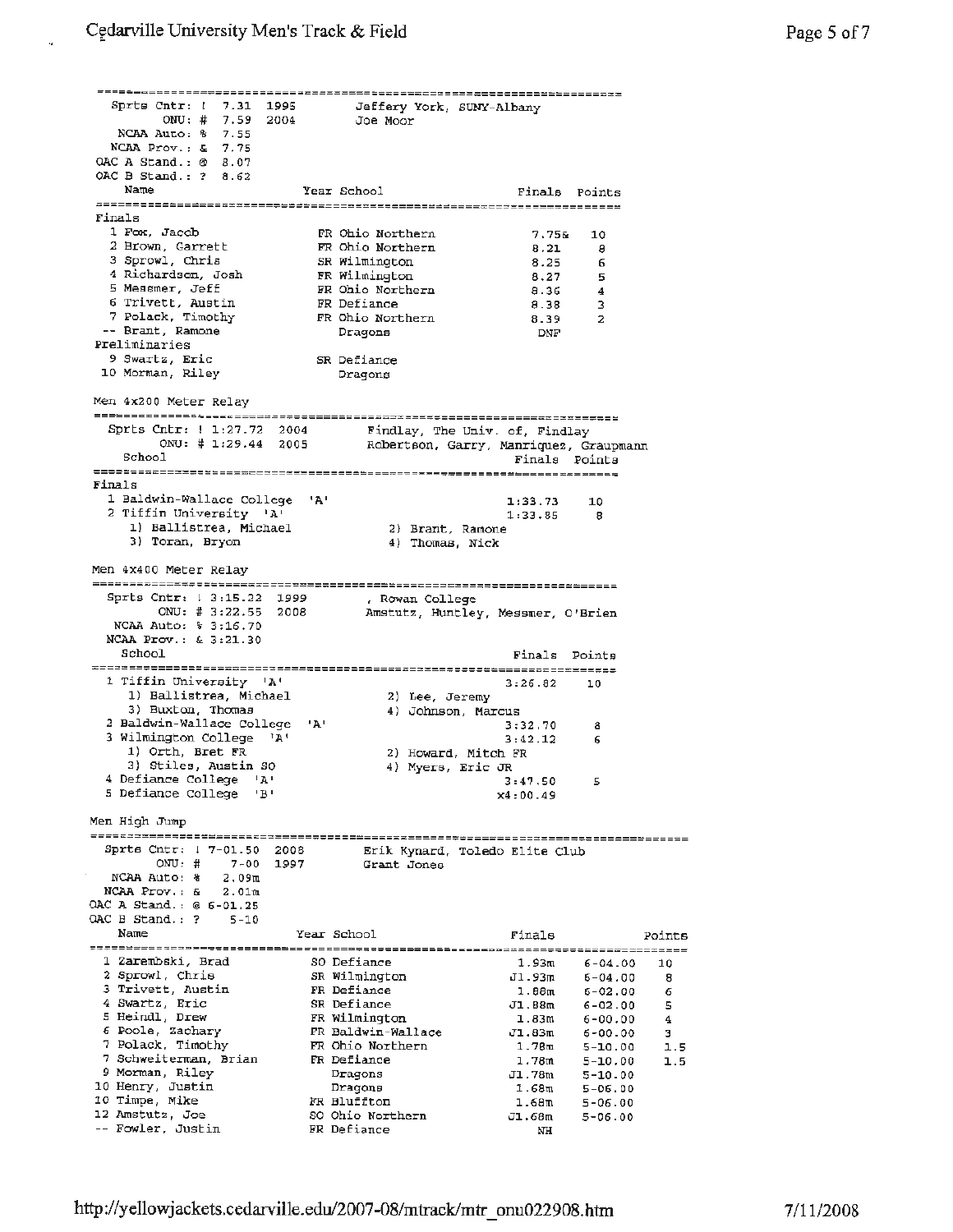```
Sprts Cntr: ! 7.31  1995        Jeffery York, SUNY-Albany
     ONU: # 7.59  2004        Joe Moor
  NCAA Auto: % 7.55
  NCAA Prov.: & 7.75
OAC A Stand.: @ 8.07
OAC B Stand.: ? 8.62
    Name                    Year School                  Finals  Points
=========================================================================
Finals
  1 Fox, Jacob               FR Ohio Northern              7.75&    10
  2 Brown, Garrett           FR Ohio Northern              8.21      8
  3 Sprowl, Chris            SR Wilmington                 8.25      6
  4 Richardson, Josh         FR Wilmington                 8.27      5
  5 Messmer, Jeff            FR Ohio Northern              8.36      4
  6 Trivett, Austin          FR Defiance                   8.38      3
  7 Polack, Timothy          FR Ohio Northern              8.39      2
 -- Brant, Ramone               Dragons                     DNF
Preliminaries
  9 Swartz, Eric             SR Defiance
 10 Morman, Riley               Dragons
```

Men 4x200 Meter Relay

```
=========================================================================
  Sprts Cntr: ! 1:27.72  2004       Findlay, The Univ. of, Findlay
       ONU: # 1:29.44  2005       Robertson, Garry, Manriquez, Graupmann
    School                                              Finals  Points
=========================================================================
Finals
  1 Baldwin-Wallace College  'A'                       1:33.73     10
  2 Tiffin University  'A'                             1:33.85      8
     1) Ballistrea, Michael            2) Brant, Ramone
     3) Toran, Bryon                   4) Thomas, Nick
```

Men 4x400 Meter Relay

```
=========================================================================
  Sprts Cntr: ! 3:15.22  1999       , Rowan College
       ONU: # 3:22.55  2008       Amstutz, Huntley, Messmer, O'Brien
   NCAA Auto: % 3:16.70
   NCAA Prov.: & 3:21.30
    School                                              Finals  Points
=========================================================================
  1 Tiffin University  'A'                             3:26.82     10
     1) Ballistrea, Michael            2) Lee, Jeremy
     3) Buxton, Thomas                 4) Johnson, Marcus
  2 Baldwin-Wallace College  'A'                       3:32.70      8
  3 Wilmington College  'A'                            3:42.12      6
     1) Orth, Bret FR                  2) Howard, Mitch FR
     3) Stiles, Austin SO              4) Myers, Eric JR
  4 Defiance College  'A'                              3:47.50      5
  5 Defiance College  'B'                             x4:00.49
```

Men High Jump

```
=================================================================================
  Sprts Cntr: ! 7-01.50  2008       Erik Kynard, Toledo Elite Club
       ONU: #    7-00  1997       Grant Jones
   NCAA Auto: %   2.09m
   NCAA Prov.: &   2.01m
OAC A Stand.: @ 6-01.25
OAC B Stand.: ?    5-10
    Name                    Year School                Finals               Points
=================================================================================
  1 Zarembski, Brad          SO Defiance                 1.93m    6-04.00     10
  2 Sprowl, Chris            SR Wilmington              J1.93m    6-04.00      8
  3 Trivett, Austin          FR Defiance                 1.88m    6-02.00      6
  4 Swartz, Eric             SR Defiance                J1.88m    6-02.00      5
  5 Heindl, Drew             FR Wilmington               1.83m    6-00.00      4
  6 Poole, Zachary           FR Baldwin-Wallace         J1.83m    6-00.00      3
  7 Polack, Timothy          FR Ohio Northern            1.78m    5-10.00    1.5
  7 Schweiterman, Brian      FR Defiance                 1.78m    5-10.00    1.5
  9 Morman, Riley               Dragons                 J1.78m    5-10.00
 10 Henry, Justin               Dragons                  1.68m    5-06.00
 10 Timpe, Mike              FR Bluffton                 1.68m    5-06.00
 12 Amstutz, Joe             SO Ohio Northern           J1.68m    5-06.00
 -- Fowler, Justin           FR Defiance                    NH
```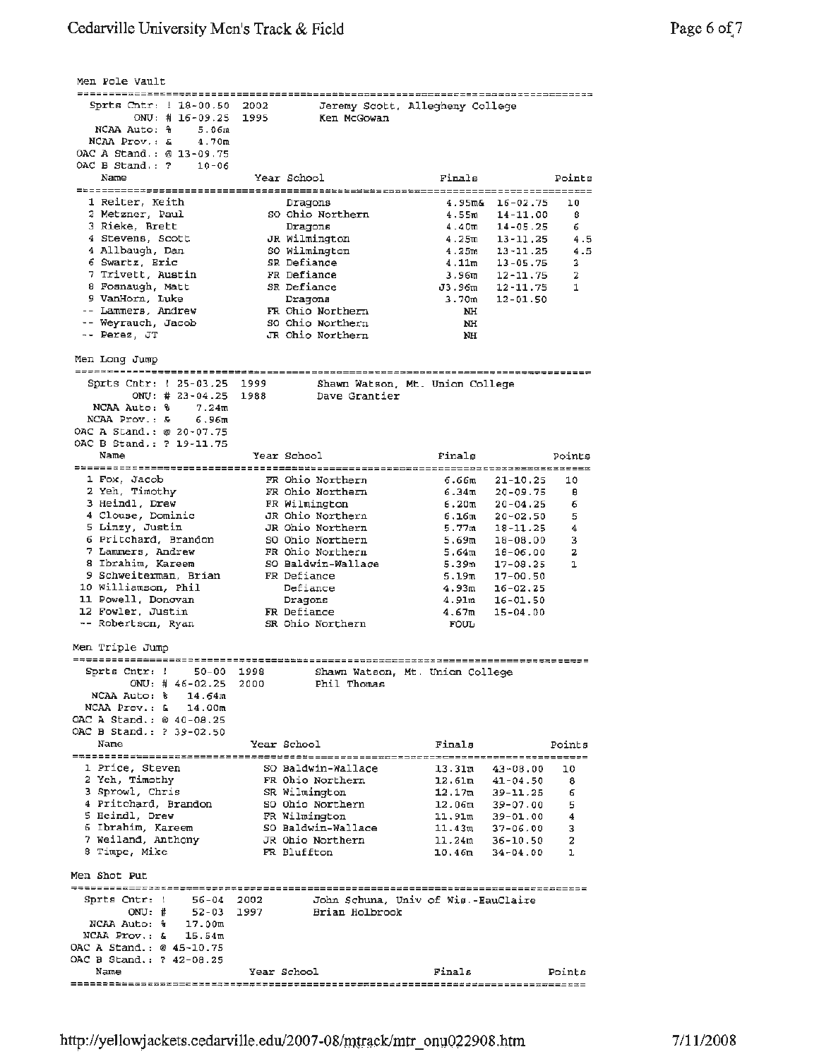## Men Pole Vault

```
Sprts Cntr: ! 18-00.50  2002      Jeremy Scott, Allegheny College
       ONU: # 16-09.25  1995      Ken McGowan
 NCAA Auto: %     5.06m
 NCAA Prov.: &    4.70m
OAC A Stand.: @ 13-09.75
OAC B Stand.: ?  10-06
```

| Place | Name | Year | School | Finals | | Points |
|---|---|---|---|---|---|---|
| 1 | Reiter, Keith | | Dragons | 4.95m& | 16-02.75 | 10 |
| 2 | Metzner, Paul | SO | Ohio Northern | 4.55m | 14-11.00 | 8 |
| 3 | Rieke, Brett | | Dragons | 4.40m | 14-05.25 | 6 |
| 4 | Stevens, Scott | JR | Wilmington | 4.25m | 13-11.25 | 4.5 |
| 4 | Allbaugh, Dan | SO | Wilmington | 4.25m | 13-11.25 | 4.5 |
| 6 | Swartz, Eric | SR | Defiance | 4.11m | 13-05.75 | 3 |
| 7 | Trivett, Austin | FR | Defiance | 3.96m | 12-11.75 | 2 |
| 8 | Fosnaugh, Matt | SR | Defiance | J3.96m | 12-11.75 | 1 |
| 9 | VanHorn, Luke | | Dragons | 3.70m | 12-01.50 | |
| -- | Lammers, Andrew | FR | Ohio Northern | NH | | |
| -- | Weyrauch, Jacob | SO | Ohio Northern | NH | | |
| -- | Perez, JT | JR | Ohio Northern | NH | | |

## Men Long Jump

```
Sprts Cntr: ! 25-03.25  1999      Shawn Watson, Mt. Union College
       ONU: # 23-04.25  1988      Dave Grantier
 NCAA Auto: %     7.24m
 NCAA Prov.: &    6.96m
OAC A Stand.: @ 20-07.75
OAC B Stand.: ? 19-11.75
```

| Place | Name | Year | School | Finals | | Points |
|---|---|---|---|---|---|---|
| 1 | Fox, Jacob | FR | Ohio Northern | 6.66m | 21-10.25 | 10 |
| 2 | Yeh, Timothy | FR | Ohio Northern | 6.34m | 20-09.75 | 8 |
| 3 | Heindl, Drew | FR | Wilmington | 6.20m | 20-04.25 | 6 |
| 4 | Clouse, Dominic | JR | Ohio Northern | 6.16m | 20-02.50 | 5 |
| 5 | Linzy, Justin | JR | Ohio Northern | 5.77m | 18-11.25 | 4 |
| 6 | Pritchard, Brandon | SO | Ohio Northern | 5.69m | 18-08.00 | 3 |
| 7 | Lammers, Andrew | FR | Ohio Northern | 5.64m | 18-06.00 | 2 |
| 8 | Ibrahim, Kareem | SO | Baldwin-Wallace | 5.39m | 17-08.25 | 1 |
| 9 | Schweiterman, Brian | FR | Defiance | 5.19m | 17-00.50 | |
| 10 | Williamson, Phil | | Defiance | 4.93m | 16-02.25 | |
| 11 | Powell, Donovan | | Dragons | 4.91m | 16-01.50 | |
| 12 | Fowler, Justin | FR | Defiance | 4.67m | 15-04.00 | |
| -- | Robertson, Ryan | SR | Ohio Northern | FOUL | | |

## Men Triple Jump

```
Sprts Cntr: !    50-00  1998      Shawn Watson, Mt. Union College
       ONU: # 46-02.25  2000      Phil Thomas
 NCAA Auto: %    14.64m
 NCAA Prov.: &   14.00m
OAC A Stand.: @ 40-08.25
OAC B Stand.: ? 39-02.50
```

| Place | Name | Year | School | Finals | | Points |
|---|---|---|---|---|---|---|
| 1 | Price, Steven | SO | Baldwin-Wallace | 13.31m | 43-08.00 | 10 |
| 2 | Yeh, Timothy | FR | Ohio Northern | 12.61m | 41-04.50 | 8 |
| 3 | Sprowl, Chris | SR | Wilmington | 12.17m | 39-11.25 | 6 |
| 4 | Pritchard, Brandon | SO | Ohio Northern | 12.06m | 39-07.00 | 5 |
| 5 | Heindl, Drew | FR | Wilmington | 11.91m | 39-01.00 | 4 |
| 6 | Ibrahim, Kareem | SO | Baldwin-Wallace | 11.43m | 37-06.00 | 3 |
| 7 | Weiland, Anthony | JR | Ohio Northern | 11.24m | 36-10.50 | 2 |
| 8 | Timpe, Mike | FR | Bluffton | 10.46m | 34-04.00 | 1 |

## Men Shot Put

```
Sprts Cntr: !    56-04  2002      John Schuna, Univ of Wis.-EauClaire
       ONU: #    52-03  1997      Brian Holbrook
 NCAA Auto: %    17.00m
 NCAA Prov.: &   15.54m
OAC A Stand.: @ 45-10.75
OAC B Stand.: ? 42-08.25
```

| Name | Year | School | Finals | Points |
|---|---|---|---|---|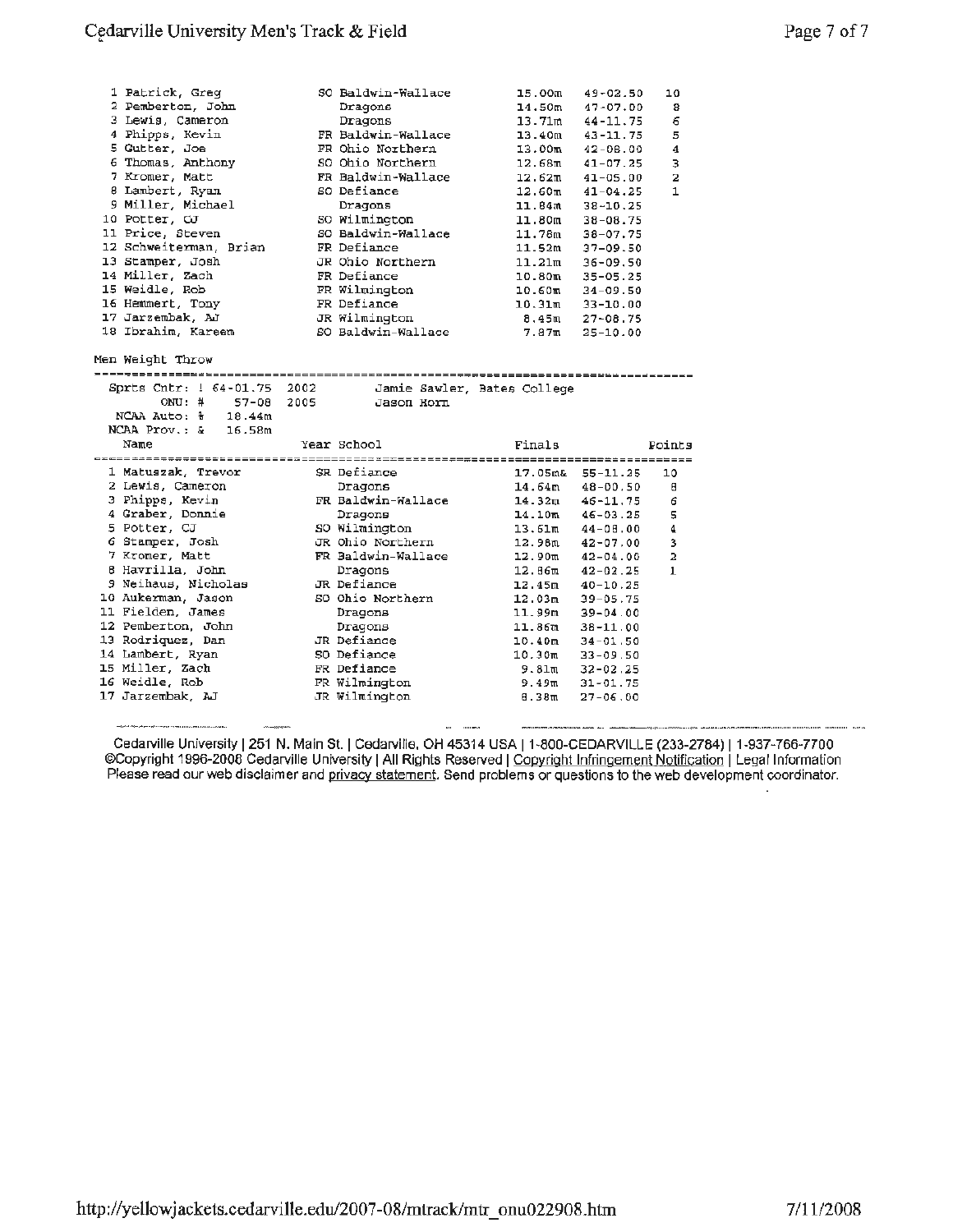| | | | | | |
|---|---|---|---|---|---|
| 1 Patrick, Greg | SO | Baldwin-Wallace | 15.00m | 49-02.50 | 10 |
| 2 Pemberton, John | | Dragons | 14.50m | 47-07.00 | 8 |
| 3 Lewis, Cameron | | Dragons | 13.71m | 44-11.75 | 6 |
| 4 Phipps, Kevin | FR | Baldwin-Wallace | 13.40m | 43-11.75 | 5 |
| 5 Gutter, Joe | FR | Ohio Northern | 13.00m | 42-08.00 | 4 |
| 6 Thomas, Anthony | SO | Ohio Northern | 12.68m | 41-07.25 | 3 |
| 7 Kromer, Matt | FR | Baldwin-Wallace | 12.62m | 41-05.00 | 2 |
| 8 Lambert, Ryan | SO | Defiance | 12.60m | 41-04.25 | 1 |
| 9 Miller, Michael | | Dragons | 11.84m | 38-10.25 | |
| 10 Potter, CJ | SO | Wilmington | 11.80m | 38-08.75 | |
| 11 Price, Steven | SO | Baldwin-Wallace | 11.78m | 38-07.75 | |
| 12 Schweiterman, Brian | FR | Defiance | 11.52m | 37-09.50 | |
| 13 Stamper, Josh | JR | Ohio Northern | 11.21m | 36-09.50 | |
| 14 Miller, Zach | FR | Defiance | 10.80m | 35-05.25 | |
| 15 Weidle, Rob | FR | Wilmington | 10.60m | 34-09.50 | |
| 16 Hemmert, Tony | FR | Defiance | 10.31m | 33-10.00 | |
| 17 Jarzembak, AJ | JR | Wilmington | 8.45m | 27-08.75 | |
| 18 Ibrahim, Kareem | SO | Baldwin-Wallace | 7.87m | 25-10.00 | |

Men Weight Throw

Sprts Cntr: ! 64-01.75 2002 Jamie Sawler, Bates College
ONU: # 57-08 2005 Jason Horn
NCAA Auto: % 18.44m
NCAA Prov.: & 16.58m

| Name | Year | School | Finals | | Points |
|---|---|---|---|---|---|
| 1 Matuszak, Trevor | SR | Defiance | 17.05m& | 55-11.25 | 10 |
| 2 Lewis, Cameron | | Dragons | 14.64m | 48-00.50 | 8 |
| 3 Phipps, Kevin | FR | Baldwin-Wallace | 14.32m | 46-11.75 | 6 |
| 4 Graber, Donnie | | Dragons | 14.10m | 46-03.25 | 5 |
| 5 Potter, CJ | SO | Wilmington | 13.61m | 44-08.00 | 4 |
| 6 Stamper, Josh | JR | Ohio Northern | 12.98m | 42-07.00 | 3 |
| 7 Kromer, Matt | FR | Baldwin-Wallace | 12.90m | 42-04.00 | 2 |
| 8 Havrilla, John | | Dragons | 12.86m | 42-02.25 | 1 |
| 9 Neihaus, Nicholas | JR | Defiance | 12.45m | 40-10.25 | |
| 10 Aukerman, Jason | SO | Ohio Northern | 12.03m | 39-05.75 | |
| 11 Fielden, James | | Dragons | 11.99m | 39-04.00 | |
| 12 Pemberton, John | | Dragons | 11.86m | 38-11.00 | |
| 13 Rodriquez, Dan | JR | Defiance | 10.40m | 34-01.50 | |
| 14 Lambert, Ryan | SO | Defiance | 10.30m | 33-09.50 | |
| 15 Miller, Zach | FR | Defiance | 9.81m | 32-02.25 | |
| 16 Weidle, Rob | FR | Wilmington | 9.49m | 31-01.75 | |
| 17 Jarzembak, AJ | JR | Wilmington | 8.38m | 27-06.00 | |

Cedarville University | 251 N. Main St. | Cedarville, OH 45314 USA | 1-800-CEDARVILLE (233-2784) | 1-937-766-7700
©Copyright 1996-2008 Cedarville University | All Rights Reserved | Copyright Infringement Notification | Legal Information
Please read our web disclaimer and privacy statement. Send problems or questions to the web development coordinator.